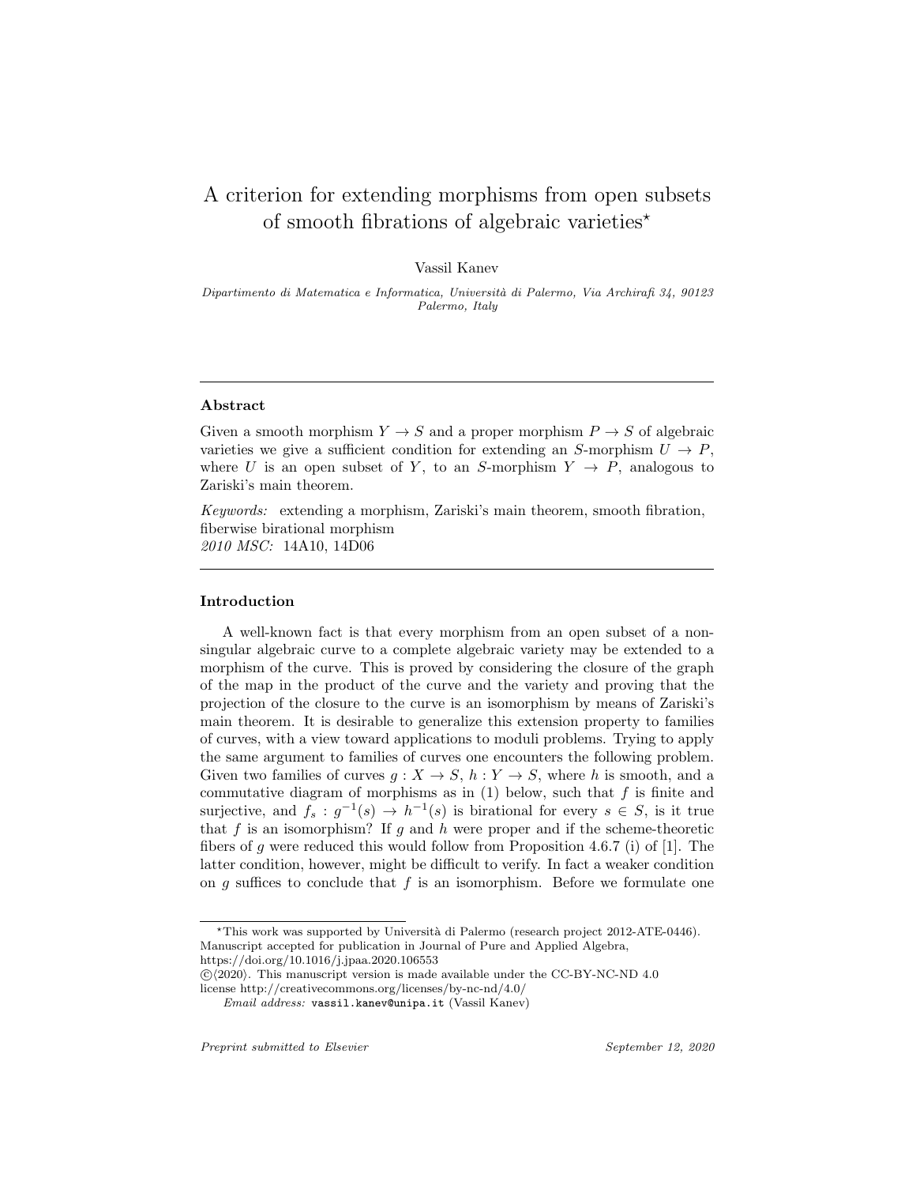# A criterion for extending morphisms from open subsets of smooth fibrations of algebraic varieties*

Vassil Kanev

*Dipartimento di Matematica e Informatica, Università di Palermo, Via Archirafi 34, 90123 Palermo, Italy*

---

## Abstract

Given a smooth morphism $Y \to S$ and a proper morphism $P \to S$ of algebraic varieties we give a sufficient condition for extending an $S$-morphism $U \to P$, where $U$ is an open subset of $Y$, to an $S$-morphism $Y \to P$, analogous to Zariski's main theorem.

*Keywords:* extending a morphism, Zariski's main theorem, smooth fibration, fiberwise birational morphism
*2010 MSC:* 14A10, 14D06

---

## Introduction

A well-known fact is that every morphism from an open subset of a non-singular algebraic curve to a complete algebraic variety may be extended to a morphism of the curve. This is proved by considering the closure of the graph of the map in the product of the curve and the variety and proving that the projection of the closure to the curve is an isomorphism by means of Zariski's main theorem. It is desirable to generalize this extension property to families of curves, with a view toward applications to moduli problems. Trying to apply the same argument to families of curves one encounters the following problem. Given two families of curves $g : X \to S$, $h : Y \to S$, where $h$ is smooth, and a commutative diagram of morphisms as in (1) below, such that $f$ is finite and surjective, and $f_s : g^{-1}(s) \to h^{-1}(s)$ is birational for every $s \in S$, is it true that $f$ is an isomorphism? If $g$ and $h$ were proper and if the scheme-theoretic fibers of $g$ were reduced this would follow from Proposition 4.6.7 (i) of [1]. The latter condition, however, might be difficult to verify. In fact a weaker condition on $g$ suffices to conclude that $f$ is an isomorphism. Before we formulate one

---

*This work was supported by Università di Palermo (research project 2012-ATE-0446). Manuscript accepted for publication in Journal of Pure and Applied Algebra, https://doi.org/10.1016/j.jpaa.2020.106553

©⟨2020⟩. This manuscript version is made available under the CC-BY-NC-ND 4.0 license http://creativecommons.org/licenses/by-nc-nd/4.0/

*Email address:* vassil.kanev@unipa.it (Vassil Kanev)

*Preprint submitted to Elsevier* *September 12, 2020*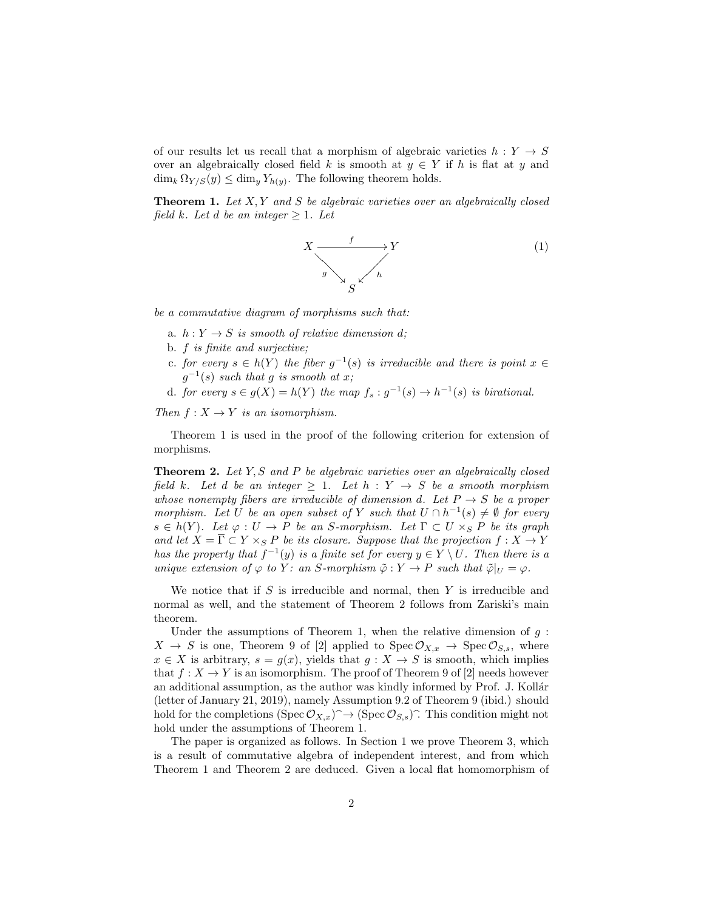of our results let us recall that a morphism of algebraic varieties $h : Y \to S$ over an algebraically closed field $k$ is smooth at $y \in Y$ if $h$ is flat at $y$ and $\dim_k \Omega_{Y/S}(y) \leq \dim_y Y_{h(y)}$. The following theorem holds.

**Theorem 1.** *Let $X, Y$ and $S$ be algebraic varieties over an algebraically closed field $k$. Let $d$ be an integer $\geq 1$. Let*

$$\begin{array}{ccc} X & \xrightarrow{\quad f \quad} & Y \\ & {\scriptstyle g}\searrow \quad \swarrow{\scriptstyle h} & \\ & S & \end{array} \tag{1}$$

*be a commutative diagram of morphisms such that:*

a. *$h : Y \to S$ is smooth of relative dimension $d$;*
b. *$f$ is finite and surjective;*
c. *for every $s \in h(Y)$ the fiber $g^{-1}(s)$ is irreducible and there is point $x \in g^{-1}(s)$ such that $g$ is smooth at $x$;*
d. *for every $s \in g(X) = h(Y)$ the map $f_s : g^{-1}(s) \to h^{-1}(s)$ is birational.*

*Then $f : X \to Y$ is an isomorphism.*

Theorem 1 is used in the proof of the following criterion for extension of morphisms.

**Theorem 2.** *Let $Y, S$ and $P$ be algebraic varieties over an algebraically closed field $k$. Let $d$ be an integer $\geq 1$. Let $h : Y \to S$ be a smooth morphism whose nonempty fibers are irreducible of dimension $d$. Let $P \to S$ be a proper morphism. Let $U$ be an open subset of $Y$ such that $U \cap h^{-1}(s) \neq \emptyset$ for every $s \in h(Y)$. Let $\varphi : U \to P$ be an $S$-morphism. Let $\Gamma \subset U \times_S P$ be its graph and let $X = \overline{\Gamma} \subset Y \times_S P$ be its closure. Suppose that the projection $f : X \to Y$ has the property that $f^{-1}(y)$ is a finite set for every $y \in Y \setminus U$. Then there is a unique extension of $\varphi$ to $Y$: an $S$-morphism $\tilde{\varphi} : Y \to P$ such that $\tilde{\varphi}|_U = \varphi$.*

We notice that if $S$ is irreducible and normal, then $Y$ is irreducible and normal as well, and the statement of Theorem 2 follows from Zariski's main theorem.

Under the assumptions of Theorem 1, when the relative dimension of $g : X \to S$ is one, Theorem 9 of [2] applied to $\operatorname{Spec} \mathcal{O}_{X,x} \to \operatorname{Spec} \mathcal{O}_{S,s}$, where $x \in X$ is arbitrary, $s = g(x)$, yields that $g : X \to S$ is smooth, which implies that $f : X \to Y$ is an isomorphism. The proof of Theorem 9 of [2] needs however an additional assumption, as the author was kindly informed by Prof. J. Kollár (letter of January 21, 2019), namely Assumption 9.2 of Theorem 9 (ibid.) should hold for the completions $(\operatorname{Spec} \mathcal{O}_{X,x})\widehat{\ } \to (\operatorname{Spec} \mathcal{O}_{S,s})\widehat{\ }$. This condition might not hold under the assumptions of Theorem 1.

The paper is organized as follows. In Section 1 we prove Theorem 3, which is a result of commutative algebra of independent interest, and from which Theorem 1 and Theorem 2 are deduced. Given a local flat homomorphism of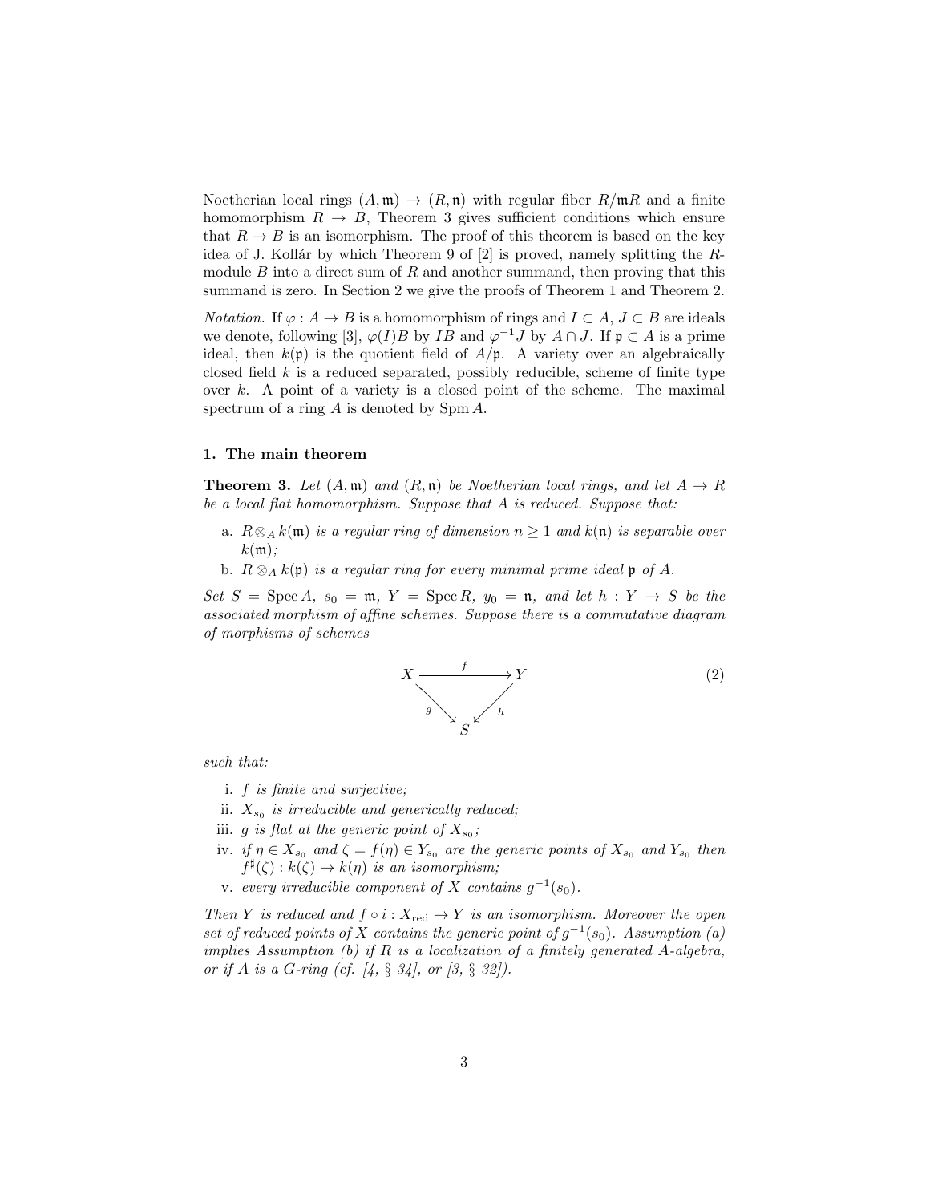Noetherian local rings $(A, \mathfrak{m}) \to (R, \mathfrak{n})$ with regular fiber $R/\mathfrak{m}R$ and a finite homomorphism $R \to B$, Theorem 3 gives sufficient conditions which ensure that $R \to B$ is an isomorphism. The proof of this theorem is based on the key idea of J. Kollár by which Theorem 9 of [2] is proved, namely splitting the $R$-module $B$ into a direct sum of $R$ and another summand, then proving that this summand is zero. In Section 2 we give the proofs of Theorem 1 and Theorem 2.

*Notation.* If $\varphi : A \to B$ is a homomorphism of rings and $I \subset A$, $J \subset B$ are ideals we denote, following [3], $\varphi(I)B$ by $IB$ and $\varphi^{-1}J$ by $A \cap J$. If $\mathfrak{p} \subset A$ is a prime ideal, then $k(\mathfrak{p})$ is the quotient field of $A/\mathfrak{p}$. A variety over an algebraically closed field $k$ is a reduced separated, possibly reducible, scheme of finite type over $k$. A point of a variety is a closed point of the scheme. The maximal spectrum of a ring $A$ is denoted by $\operatorname{Spm} A$.

### 1. The main theorem

**Theorem 3.** *Let $(A, \mathfrak{m})$ and $(R, \mathfrak{n})$ be Noetherian local rings, and let $A \to R$ be a local flat homomorphism. Suppose that $A$ is reduced. Suppose that:*

a. *$R \otimes_A k(\mathfrak{m})$ is a regular ring of dimension $n \geq 1$ and $k(\mathfrak{n})$ is separable over $k(\mathfrak{m})$;*
b. *$R \otimes_A k(\mathfrak{p})$ is a regular ring for every minimal prime ideal $\mathfrak{p}$ of $A$.*

*Set $S = \operatorname{Spec} A$, $s_0 = \mathfrak{m}$, $Y = \operatorname{Spec} R$, $y_0 = \mathfrak{n}$, and let $h : Y \to S$ be the associated morphism of affine schemes. Suppose there is a commutative diagram of morphisms of schemes*

$$\begin{array}{ccc} X & \xrightarrow{\quad f \quad} & Y \\ & {\scriptstyle g}\searrow \quad \swarrow{\scriptstyle h} & \\ & S & \end{array} \tag{2}$$

*such that:*

i. *$f$ is finite and surjective;*
ii. *$X_{s_0}$ is irreducible and generically reduced;*
iii. *$g$ is flat at the generic point of $X_{s_0}$;*
iv. *if $\eta \in X_{s_0}$ and $\zeta = f(\eta) \in Y_{s_0}$ are the generic points of $X_{s_0}$ and $Y_{s_0}$ then $f^\sharp(\zeta) : k(\zeta) \to k(\eta)$ is an isomorphism;*
v. *every irreducible component of $X$ contains $g^{-1}(s_0)$.*

*Then $Y$ is reduced and $f \circ i : X_{\mathrm{red}} \to Y$ is an isomorphism. Moreover the open set of reduced points of $X$ contains the generic point of $g^{-1}(s_0)$. Assumption (a) implies Assumption (b) if $R$ is a localization of a finitely generated $A$-algebra, or if $A$ is a G-ring (cf. [4, § 34], or [3, § 32]).*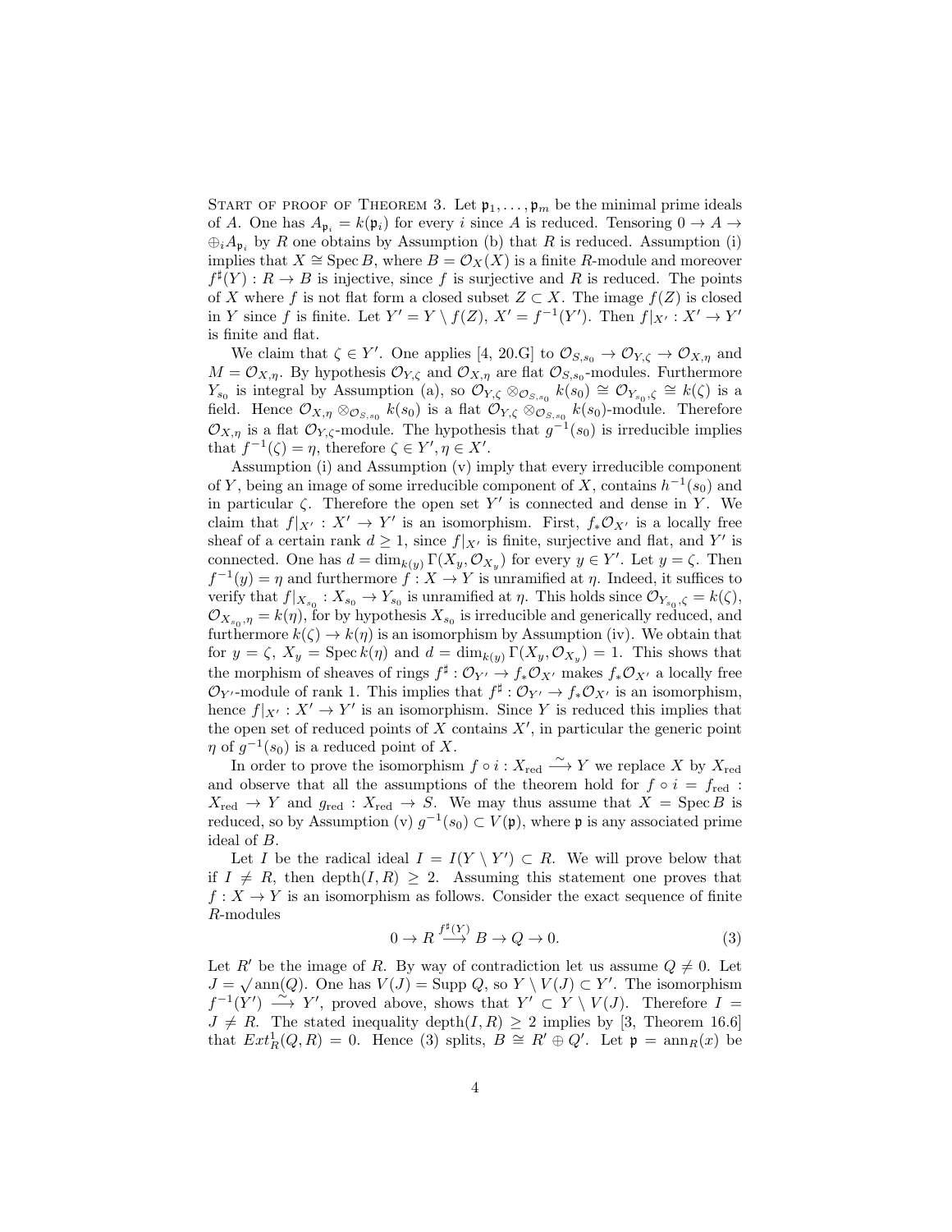START OF PROOF OF THEOREM 3. Let $\mathfrak{p}_1, \dots, \mathfrak{p}_m$ be the minimal prime ideals of $A$. One has $A_{\mathfrak{p}_i} = k(\mathfrak{p}_i)$ for every $i$ since $A$ is reduced. Tensoring $0 \to A \to \oplus_i A_{\mathfrak{p}_i}$ by $R$ one obtains by Assumption (b) that $R$ is reduced. Assumption (i) implies that $X \cong \operatorname{Spec} B$, where $B = \mathcal{O}_X(X)$ is a finite $R$-module and moreover $f^\sharp(Y) : R \to B$ is injective, since $f$ is surjective and $R$ is reduced. The points of $X$ where $f$ is not flat form a closed subset $Z \subset X$. The image $f(Z)$ is closed in $Y$ since $f$ is finite. Let $Y' = Y \setminus f(Z)$, $X' = f^{-1}(Y')$. Then $f|_{X'} : X' \to Y'$ is finite and flat.

We claim that $\zeta \in Y'$. One applies [4, 20.G] to $\mathcal{O}_{S,s_0} \to \mathcal{O}_{Y,\zeta} \to \mathcal{O}_{X,\eta}$ and $M = \mathcal{O}_{X,\eta}$. By hypothesis $\mathcal{O}_{Y,\zeta}$ and $\mathcal{O}_{X,\eta}$ are flat $\mathcal{O}_{S,s_0}$-modules. Furthermore $Y_{s_0}$ is integral by Assumption (a), so $\mathcal{O}_{Y,\zeta} \otimes_{\mathcal{O}_{S,s_0}} k(s_0) \cong \mathcal{O}_{Y_{s_0},\zeta} \cong k(\zeta)$ is a field. Hence $\mathcal{O}_{X,\eta} \otimes_{\mathcal{O}_{S,s_0}} k(s_0)$ is a flat $\mathcal{O}_{Y,\zeta} \otimes_{\mathcal{O}_{S,s_0}} k(s_0)$-module. Therefore $\mathcal{O}_{X,\eta}$ is a flat $\mathcal{O}_{Y,\zeta}$-module. The hypothesis that $g^{-1}(s_0)$ is irreducible implies that $f^{-1}(\zeta) = \eta$, therefore $\zeta \in Y', \eta \in X'$.

Assumption (i) and Assumption (v) imply that every irreducible component of $Y$, being an image of some irreducible component of $X$, contains $h^{-1}(s_0)$ and in particular $\zeta$. Therefore the open set $Y'$ is connected and dense in $Y$. We claim that $f|_{X'} : X' \to Y'$ is an isomorphism. First, $f_*\mathcal{O}_{X'}$ is a locally free sheaf of a certain rank $d \geq 1$, since $f|_{X'}$ is finite, surjective and flat, and $Y'$ is connected. One has $d = \dim_{k(y)} \Gamma(X_y, \mathcal{O}_{X_y})$ for every $y \in Y'$. Let $y = \zeta$. Then $f^{-1}(y) = \eta$ and furthermore $f : X \to Y$ is unramified at $\eta$. Indeed, it suffices to verify that $f|_{X_{s_0}} : X_{s_0} \to Y_{s_0}$ is unramified at $\eta$. This holds since $\mathcal{O}_{Y_{s_0},\zeta} = k(\zeta)$, $\mathcal{O}_{X_{s_0},\eta} = k(\eta)$, for by hypothesis $X_{s_0}$ is irreducible and generically reduced, and furthermore $k(\zeta) \to k(\eta)$ is an isomorphism by Assumption (iv). We obtain that for $y = \zeta$, $X_y = \operatorname{Spec} k(\eta)$ and $d = \dim_{k(y)} \Gamma(X_y, \mathcal{O}_{X_y}) = 1$. This shows that the morphism of sheaves of rings $f^\sharp : \mathcal{O}_{Y'} \to f_*\mathcal{O}_{X'}$ makes $f_*\mathcal{O}_{X'}$ a locally free $\mathcal{O}_{Y'}$-module of rank 1. This implies that $f^\sharp : \mathcal{O}_{Y'} \to f_*\mathcal{O}_{X'}$ is an isomorphism, hence $f|_{X'} : X' \to Y'$ is an isomorphism. Since $Y$ is reduced this implies that the open set of reduced points of $X$ contains $X'$, in particular the generic point $\eta$ of $g^{-1}(s_0)$ is a reduced point of $X$.

In order to prove the isomorphism $f \circ i : X_{\text{red}} \xrightarrow{\sim} Y$ we replace $X$ by $X_{\text{red}}$ and observe that all the assumptions of the theorem hold for $f \circ i = f_{\text{red}} : X_{\text{red}} \to Y$ and $g_{\text{red}} : X_{\text{red}} \to S$. We may thus assume that $X = \operatorname{Spec} B$ is reduced, so by Assumption (v) $g^{-1}(s_0) \subset V(\mathfrak{p})$, where $\mathfrak{p}$ is any associated prime ideal of $B$.

Let $I$ be the radical ideal $I = I(Y \setminus Y') \subset R$. We will prove below that if $I \neq R$, then $\operatorname{depth}(I, R) \geq 2$. Assuming this statement one proves that $f : X \to Y$ is an isomorphism as follows. Consider the exact sequence of finite $R$-modules

$$0 \to R \xrightarrow{f^\sharp(Y)} B \to Q \to 0. \tag{3}$$

Let $R'$ be the image of $R$. By way of contradiction let us assume $Q \neq 0$. Let $J = \sqrt{\operatorname{ann}(Q)}$. One has $V(J) = \operatorname{Supp} Q$, so $Y \setminus V(J) \subset Y'$. The isomorphism $f^{-1}(Y') \xrightarrow{\sim} Y'$, proved above, shows that $Y' \subset Y \setminus V(J)$. Therefore $I = J \neq R$. The stated inequality $\operatorname{depth}(I, R) \geq 2$ implies by [3, Theorem 16.6] that $Ext^1_R(Q, R) = 0$. Hence (3) splits, $B \cong R' \oplus Q'$. Let $\mathfrak{p} = \operatorname{ann}_R(x)$ be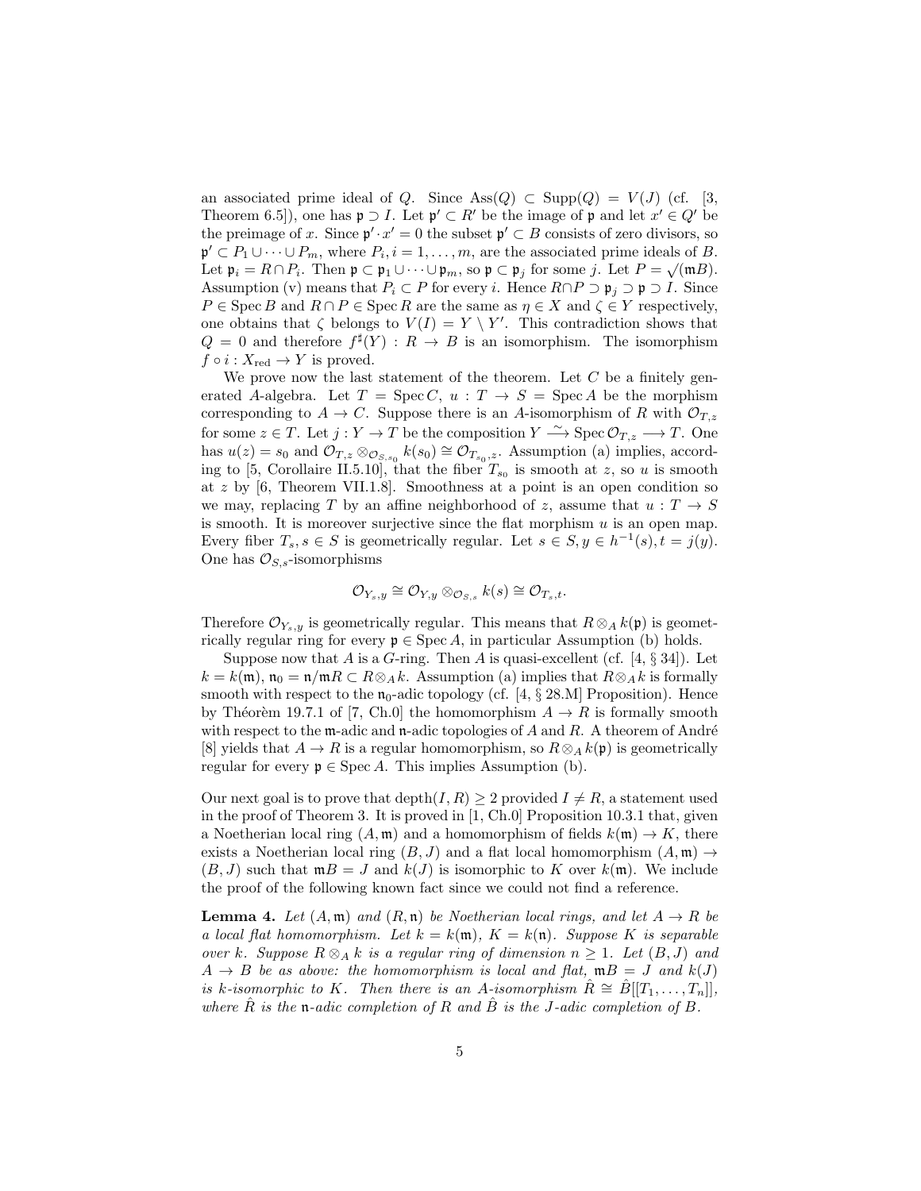an associated prime ideal of $Q$. Since $\mathrm{Ass}(Q) \subset \mathrm{Supp}(Q) = V(J)$ (cf. [3, Theorem 6.5]), one has $\mathfrak{p} \supset I$. Let $\mathfrak{p}' \subset R'$ be the image of $\mathfrak{p}$ and let $x' \in Q'$ be the preimage of $x$. Since $\mathfrak{p}' \cdot x' = 0$ the subset $\mathfrak{p}' \subset B$ consists of zero divisors, so $\mathfrak{p}' \subset P_1 \cup \cdots \cup P_m$, where $P_i, i = 1, \ldots, m$, are the associated prime ideals of $B$. Let $\mathfrak{p}_i = R \cap P_i$. Then $\mathfrak{p} \subset \mathfrak{p}_1 \cup \cdots \cup \mathfrak{p}_m$, so $\mathfrak{p} \subset \mathfrak{p}_j$ for some $j$. Let $P = \sqrt{(\mathfrak{m}B)}$. Assumption (v) means that $P_i \subset P$ for every $i$. Hence $R \cap P \supset \mathfrak{p}_j \supset \mathfrak{p} \supset I$. Since $P \in \mathrm{Spec}\, B$ and $R \cap P \in \mathrm{Spec}\, R$ are the same as $\eta \in X$ and $\zeta \in Y$ respectively, one obtains that $\zeta$ belongs to $V(I) = Y \setminus Y'$. This contradiction shows that $Q = 0$ and therefore $f^\sharp(Y) : R \to B$ is an isomorphism. The isomorphism $f \circ i : X_{\mathrm{red}} \to Y$ is proved.

We prove now the last statement of the theorem. Let $C$ be a finitely generated $A$-algebra. Let $T = \mathrm{Spec}\, C$, $u : T \to S = \mathrm{Spec}\, A$ be the morphism corresponding to $A \to C$. Suppose there is an $A$-isomorphism of $R$ with $\mathcal{O}_{T,z}$ for some $z \in T$. Let $j : Y \to T$ be the composition $Y \xrightarrow{\sim} \mathrm{Spec}\, \mathcal{O}_{T,z} \longrightarrow T$. One has $u(z) = s_0$ and $\mathcal{O}_{T,z} \otimes_{\mathcal{O}_{S,s_0}} k(s_0) \cong \mathcal{O}_{T_{s_0},z}$. Assumption (a) implies, according to [5, Corollaire II.5.10], that the fiber $T_{s_0}$ is smooth at $z$, so $u$ is smooth at $z$ by [6, Theorem VII.1.8]. Smoothness at a point is an open condition so we may, replacing $T$ by an affine neighborhood of $z$, assume that $u : T \to S$ is smooth. It is moreover surjective since the flat morphism $u$ is an open map. Every fiber $T_s, s \in S$ is geometrically regular. Let $s \in S, y \in h^{-1}(s), t = j(y)$. One has $\mathcal{O}_{S,s}$-isomorphisms

$$\mathcal{O}_{Y_s,y} \cong \mathcal{O}_{Y,y} \otimes_{\mathcal{O}_{S,s}} k(s) \cong \mathcal{O}_{T_s,t}.$$

Therefore $\mathcal{O}_{Y_s,y}$ is geometrically regular. This means that $R \otimes_A k(\mathfrak{p})$ is geometrically regular ring for every $\mathfrak{p} \in \mathrm{Spec}\, A$, in particular Assumption (b) holds.

Suppose now that $A$ is a $G$-ring. Then $A$ is quasi-excellent (cf. [4, § 34]). Let $k = k(\mathfrak{m})$, $\mathfrak{n}_0 = \mathfrak{n}/\mathfrak{m}R \subset R \otimes_A k$. Assumption (a) implies that $R \otimes_A k$ is formally smooth with respect to the $\mathfrak{n}_0$-adic topology (cf. [4, § 28.M] Proposition). Hence by Théorèm 19.7.1 of [7, Ch.0] the homomorphism $A \to R$ is formally smooth with respect to the $\mathfrak{m}$-adic and $\mathfrak{n}$-adic topologies of $A$ and $R$. A theorem of André [8] yields that $A \to R$ is a regular homomorphism, so $R \otimes_A k(\mathfrak{p})$ is geometrically regular for every $\mathfrak{p} \in \mathrm{Spec}\, A$. This implies Assumption (b).

Our next goal is to prove that $\mathrm{depth}(I, R) \geq 2$ provided $I \neq R$, a statement used in the proof of Theorem 3. It is proved in [1, Ch.0] Proposition 10.3.1 that, given a Noetherian local ring $(A, \mathfrak{m})$ and a homomorphism of fields $k(\mathfrak{m}) \to K$, there exists a Noetherian local ring $(B, J)$ and a flat local homomorphism $(A, \mathfrak{m}) \to (B, J)$ such that $\mathfrak{m}B = J$ and $k(J)$ is isomorphic to $K$ over $k(\mathfrak{m})$. We include the proof of the following known fact since we could not find a reference.

**Lemma 4.** *Let $(A, \mathfrak{m})$ and $(R, \mathfrak{n})$ be Noetherian local rings, and let $A \to R$ be a local flat homomorphism. Let $k = k(\mathfrak{m})$, $K = k(\mathfrak{n})$. Suppose $K$ is separable over $k$. Suppose $R \otimes_A k$ is a regular ring of dimension $n \geq 1$. Let $(B, J)$ and $A \to B$ be as above: the homomorphism is local and flat, $\mathfrak{m}B = J$ and $k(J)$ is $k$-isomorphic to $K$. Then there is an $A$-isomorphism $\hat{R} \cong \hat{B}[[T_1, \ldots, T_n]]$, where $\hat{R}$ is the $\mathfrak{n}$-adic completion of $R$ and $\hat{B}$ is the $J$-adic completion of $B$.*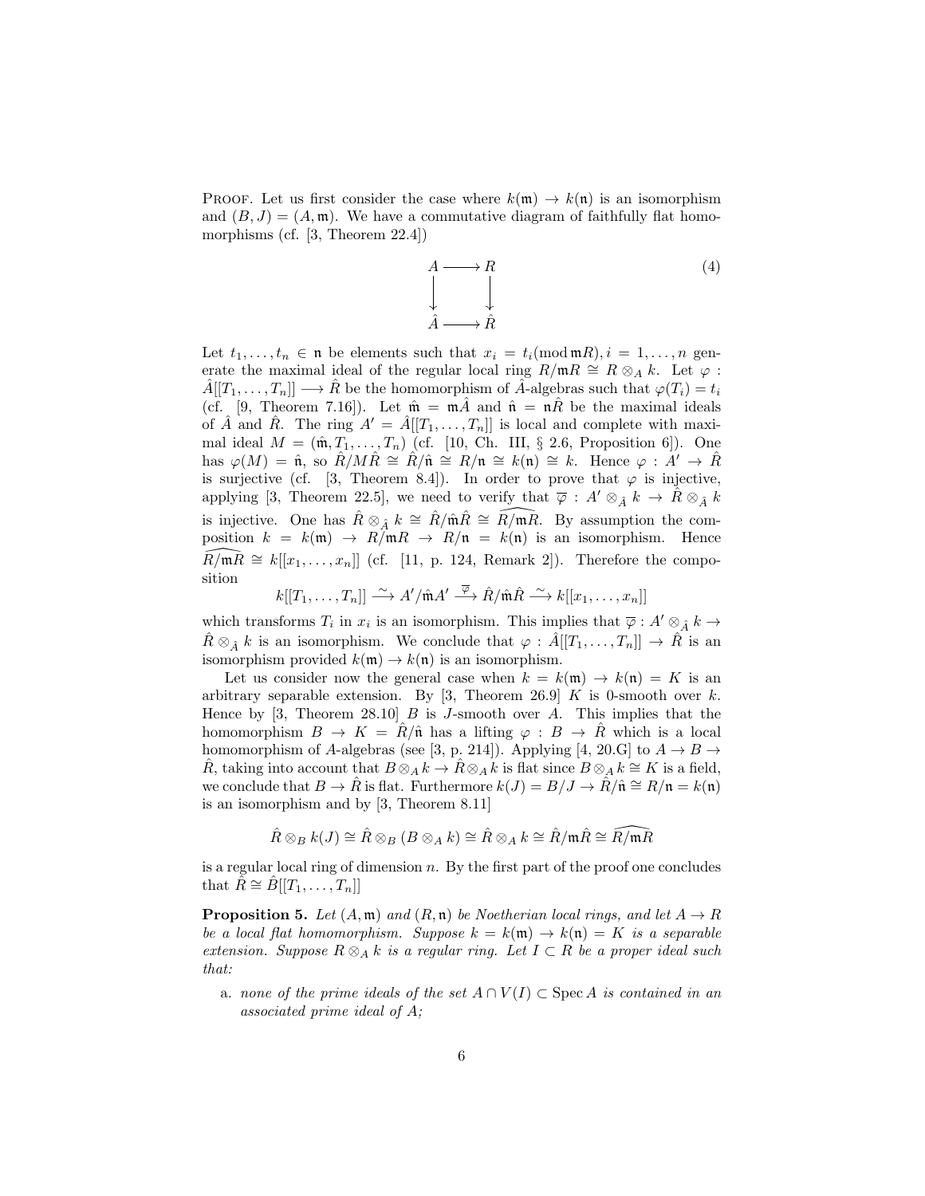PROOF. Let us first consider the case where $k(\mathfrak{m}) \to k(\mathfrak{n})$ is an isomorphism and $(B, J) = (A, \mathfrak{m})$. We have a commutative diagram of faithfully flat homomorphisms (cf. [3, Theorem 22.4])

$$\begin{array}{ccc} A & \longrightarrow & R \\ \downarrow & & \downarrow \\ \hat{A} & \longrightarrow & \hat{R} \end{array} \tag{4}$$

Let $t_1, \ldots, t_n \in \mathfrak{n}$ be elements such that $x_i = t_i (\mathrm{mod}\, \mathfrak{m}R), i = 1, \ldots, n$ generate the maximal ideal of the regular local ring $R/\mathfrak{m}R \cong R \otimes_A k$. Let $\varphi : \hat{A}[[T_1, \ldots, T_n]] \longrightarrow \hat{R}$ be the homomorphism of $\hat{A}$-algebras such that $\varphi(T_i) = t_i$ (cf. [9, Theorem 7.16]). Let $\hat{\mathfrak{m}} = \mathfrak{m}\hat{A}$ and $\hat{\mathfrak{n}} = \mathfrak{n}\hat{R}$ be the maximal ideals of $\hat{A}$ and $\hat{R}$. The ring $A' = \hat{A}[[T_1, \ldots, T_n]]$ is local and complete with maximal ideal $M = (\hat{\mathfrak{m}}, T_1, \ldots, T_n)$ (cf. [10, Ch. III, § 2.6, Proposition 6]). One has $\varphi(M) = \hat{\mathfrak{n}}$, so $\hat{R}/M\hat{R} \cong \hat{R}/\hat{\mathfrak{n}} \cong R/\mathfrak{n} \cong k(\mathfrak{n}) \cong k$. Hence $\varphi : A' \to \hat{R}$ is surjective (cf. [3, Theorem 8.4]). In order to prove that $\varphi$ is injective, applying [3, Theorem 22.5], we need to verify that $\overline{\varphi} : A' \otimes_{\hat{A}} k \to \hat{R} \otimes_{\hat{A}} k$ is injective. One has $\hat{R} \otimes_{\hat{A}} k \cong \hat{R}/\hat{\mathfrak{m}}\hat{R} \cong \widehat{R/\mathfrak{m}R}$. By assumption the composition $k = k(\mathfrak{m}) \to R/\mathfrak{m}R \to R/\mathfrak{n} = k(\mathfrak{n})$ is an isomorphism. Hence $\widehat{R/\mathfrak{m}R} \cong k[[x_1, \ldots, x_n]]$ (cf. [11, p. 124, Remark 2]). Therefore the composition

$$k[[T_1, \ldots, T_n]] \xrightarrow{\sim} A'/\hat{\mathfrak{m}}A' \xrightarrow{\overline{\varphi}} \hat{R}/\hat{\mathfrak{m}}\hat{R} \xrightarrow{\sim} k[[x_1, \ldots, x_n]]$$

which transforms $T_i$ in $x_i$ is an isomorphism. This implies that $\overline{\varphi} : A' \otimes_{\hat{A}} k \to \hat{R} \otimes_{\hat{A}} k$ is an isomorphism. We conclude that $\varphi : \hat{A}[[T_1, \ldots, T_n]] \to \hat{R}$ is an isomorphism provided $k(\mathfrak{m}) \to k(\mathfrak{n})$ is an isomorphism.

Let us consider now the general case when $k = k(\mathfrak{m}) \to k(\mathfrak{n}) = K$ is an arbitrary separable extension. By [3, Theorem 26.9] $K$ is 0-smooth over $k$. Hence by [3, Theorem 28.10] $B$ is $J$-smooth over $A$. This implies that the homomorphism $B \to K = \hat{R}/\hat{\mathfrak{n}}$ has a lifting $\varphi : B \to \hat{R}$ which is a local homomorphism of $A$-algebras (see [3, p. 214]). Applying [4, 20.G] to $A \to B \to \hat{R}$, taking into account that $B \otimes_A k \to \hat{R} \otimes_A k$ is flat since $B \otimes_A k \cong K$ is a field, we conclude that $B \to \hat{R}$ is flat. Furthermore $k(J) = B/J \to \hat{R}/\hat{\mathfrak{n}} \cong R/\mathfrak{n} = k(\mathfrak{n})$ is an isomorphism and by [3, Theorem 8.11]

$$\hat{R} \otimes_B k(J) \cong \hat{R} \otimes_B (B \otimes_A k) \cong \hat{R} \otimes_A k \cong \hat{R}/\mathfrak{m}\hat{R} \cong \widehat{R/\mathfrak{m}R}$$

is a regular local ring of dimension $n$. By the first part of the proof one concludes that $\hat{R} \cong \hat{B}[[T_1, \ldots, T_n]]$

**Proposition 5.** *Let $(A, \mathfrak{m})$ and $(R, \mathfrak{n})$ be Noetherian local rings, and let $A \to R$ be a local flat homomorphism. Suppose $k = k(\mathfrak{m}) \to k(\mathfrak{n}) = K$ is a separable extension. Suppose $R \otimes_A k$ is a regular ring. Let $I \subset R$ be a proper ideal such that:*

a. *none of the prime ideals of the set $A \cap V(I) \subset \operatorname{Spec} A$ is contained in an associated prime ideal of $A$;*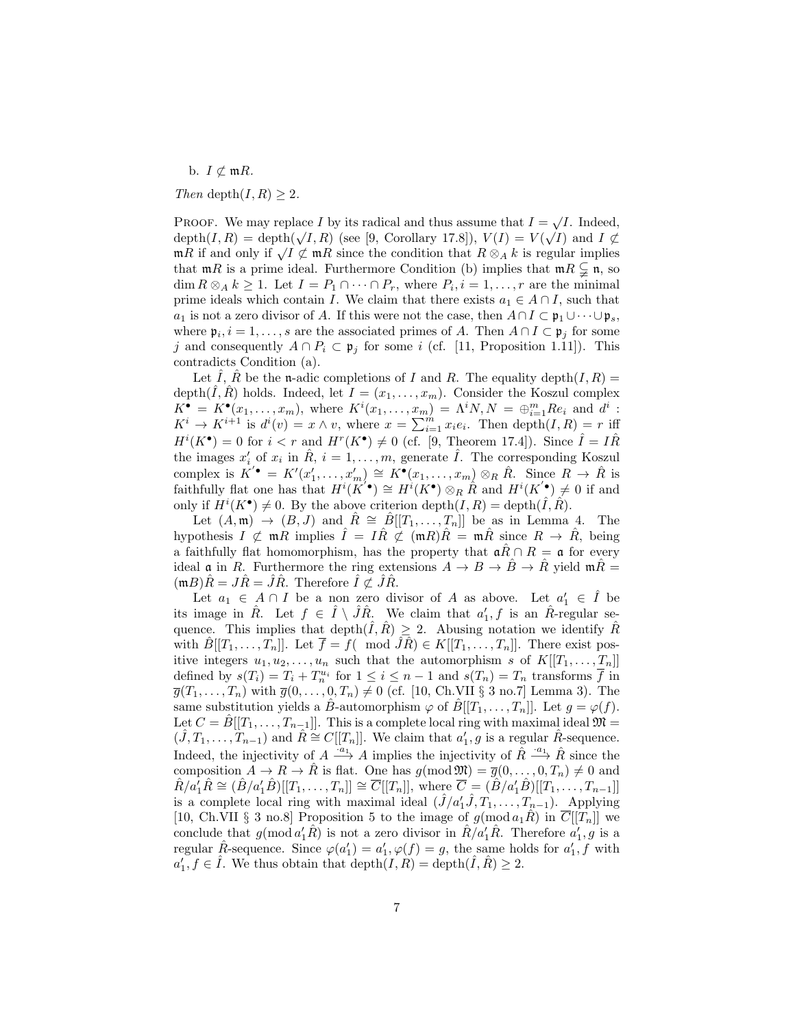b. $I \not\subset \mathfrak{m}R$.

*Then* $\operatorname{depth}(I, R) \geq 2$.

Proof. We may replace $I$ by its radical and thus assume that $I = \sqrt{I}$. Indeed, $\operatorname{depth}(I, R) = \operatorname{depth}(\sqrt{I}, R)$ (see [9, Corollary 17.8]), $V(I) = V(\sqrt{I})$ and $I \not\subset \mathfrak{m}R$ if and only if $\sqrt{I} \not\subset \mathfrak{m}R$ since the condition that $R \otimes_A k$ is regular implies that $\mathfrak{m}R$ is a prime ideal. Furthermore Condition (b) implies that $\mathfrak{m}R \subsetneq \mathfrak{n}$, so $\dim R \otimes_A k \geq 1$. Let $I = P_1 \cap \cdots \cap P_r$, where $P_i, i = 1, \ldots, r$ are the minimal prime ideals which contain $I$. We claim that there exists $a_1 \in A \cap I$, such that $a_1$ is not a zero divisor of $A$. If this were not the case, then $A \cap I \subset \mathfrak{p}_1 \cup \cdots \cup \mathfrak{p}_s$, where $\mathfrak{p}_i, i = 1, \ldots, s$ are the associated primes of $A$. Then $A \cap I \subset \mathfrak{p}_j$ for some $j$ and consequently $A \cap P_i \subset \mathfrak{p}_j$ for some $i$ (cf. [11, Proposition 1.11]). This contradicts Condition (a).

Let $\hat{I}$, $\hat{R}$ be the $\mathfrak{n}$-adic completions of $I$ and $R$. The equality $\operatorname{depth}(I, R) = \operatorname{depth}(\hat{I}, \hat{R})$ holds. Indeed, let $I = (x_1, \ldots, x_m)$. Consider the Koszul complex $K^\bullet = K^\bullet(x_1, \ldots, x_m)$, where $K^i(x_1, \ldots, x_m) = \Lambda^i N, N = \oplus_{i=1}^m Re_i$ and $d^i : K^i \to K^{i+1}$ is $d^i(v) = x \wedge v$, where $x = \sum_{i=1}^m x_i e_i$. Then $\operatorname{depth}(I, R) = r$ iff $H^i(K^\bullet) = 0$ for $i < r$ and $H^r(K^\bullet) \neq 0$ (cf. [9, Theorem 17.4]). Since $\hat{I} = I\hat{R}$ the images $x'_i$ of $x_i$ in $\hat{R}$, $i = 1, \ldots, m$, generate $\hat{I}$. The corresponding Koszul complex is $K'^\bullet = K'(x'_1, \ldots, x'_m) \cong K^\bullet(x_1, \ldots, x_m) \otimes_R \hat{R}$. Since $R \to \hat{R}$ is faithfully flat one has that $H^i(K'^\bullet) \cong H^i(K^\bullet) \otimes_R \hat{R}$ and $H^i(K'^\bullet) \neq 0$ if and only if $H^i(K^\bullet) \neq 0$. By the above criterion $\operatorname{depth}(I, R) = \operatorname{depth}(\hat{I}, \hat{R})$.

Let $(A, \mathfrak{m}) \to (B, J)$ and $\hat{R} \cong \hat{B}[[T_1, \ldots, T_n]]$ be as in Lemma 4. The hypothesis $I \not\subset \mathfrak{m}R$ implies $\hat{I} = I\hat{R} \not\subset (\mathfrak{m}R)\hat{R} = \mathfrak{m}\hat{R}$ since $R \to \hat{R}$, being a faithfully flat homomorphism, has the property that $\mathfrak{a}\hat{R} \cap R = \mathfrak{a}$ for every ideal $\mathfrak{a}$ in $R$. Furthermore the ring extensions $A \to B \to \hat{B} \to \hat{R}$ yield $\mathfrak{m}\hat{R} = (\mathfrak{m}B)\hat{R} = J\hat{R} = \hat{J}\hat{R}$. Therefore $\hat{I} \not\subset \hat{J}\hat{R}$.

Let $a_1 \in A \cap I$ be a non zero divisor of $A$ as above. Let $a'_1 \in \hat{I}$ be its image in $\hat{R}$. Let $f \in \hat{I} \setminus \hat{J}\hat{R}$. We claim that $a'_1, f$ is an $\hat{R}$-regular sequence. This implies that $\operatorname{depth}(\hat{I}, \hat{R}) \geq 2$. Abusing notation we identify $\hat{R}$ with $\hat{B}[[T_1, \ldots, T_n]]$. Let $\overline{f} = f(\mod \hat{J}\hat{R}) \in K[[T_1, \ldots, T_n]]$. There exist positive integers $u_1, u_2, \ldots, u_n$ such that the automorphism $s$ of $K[[T_1, \ldots, T_n]]$ defined by $s(T_i) = T_i + T_n^{u_i}$ for $1 \leq i \leq n-1$ and $s(T_n) = T_n$ transforms $\overline{f}$ in $\overline{g}(T_1, \ldots, T_n)$ with $\overline{g}(0, \ldots, 0, T_n) \neq 0$ (cf. [10, Ch.VII § 3 no.7] Lemma 3). The same substitution yields a $\hat{B}$-automorphism $\varphi$ of $\hat{B}[[T_1, \ldots, T_n]]$. Let $g = \varphi(f)$. Let $C = \hat{B}[[T_1, \ldots, T_{n-1}]]$. This is a complete local ring with maximal ideal $\mathfrak{M} = (\hat{J}, T_1, \ldots, T_{n-1})$ and $\hat{R} \cong C[[T_n]]$. We claim that $a'_1, g$ is a regular $\hat{R}$-sequence. Indeed, the injectivity of $A \xrightarrow{\cdot a_1} A$ implies the injectivity of $\hat{R} \xrightarrow{\cdot a_1} \hat{R}$ since the composition $A \to R \to \hat{R}$ is flat. One has $g(\operatorname{mod} \mathfrak{M}) = \overline{g}(0, \ldots, 0, T_n) \neq 0$ and $\hat{R}/a'_1\hat{R} \cong (\hat{B}/a'_1\hat{B})[[T_1, \ldots, T_n]] \cong \overline{C}[[T_n]]$, where $\overline{C} = (\hat{B}/a'_1\hat{B})[[T_1, \ldots, T_{n-1}]]$ is a complete local ring with maximal ideal $(\hat{J}/a'_1\hat{J}, T_1, \ldots, T_{n-1})$. Applying [10, Ch.VII § 3 no.8] Proposition 5 to the image of $g(\operatorname{mod} a_1\hat{R})$ in $\overline{C}[[T_n]]$ we conclude that $g(\operatorname{mod} a'_1\hat{R})$ is not a zero divisor in $\hat{R}/a'_1\hat{R}$. Therefore $a'_1, g$ is a regular $\hat{R}$-sequence. Since $\varphi(a'_1) = a'_1, \varphi(f) = g$, the same holds for $a'_1, f$ with $a'_1, f \in \hat{I}$. We thus obtain that $\operatorname{depth}(I, R) = \operatorname{depth}(\hat{I}, \hat{R}) \geq 2$.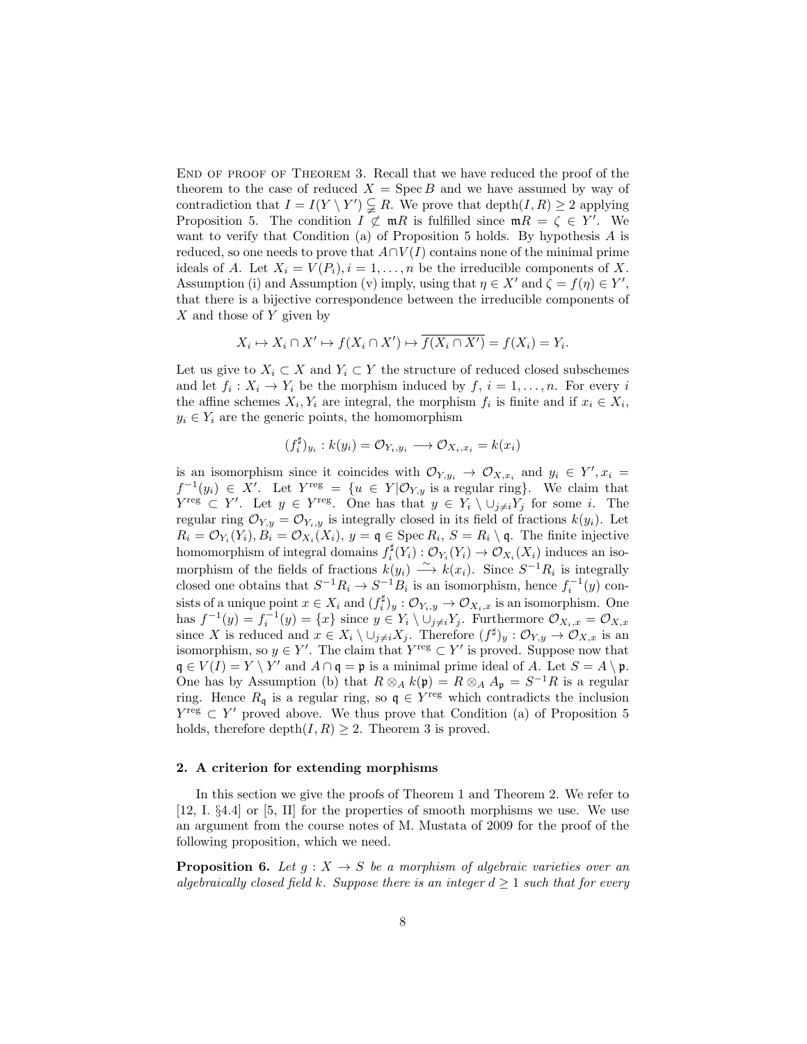End of proof of Theorem 3. Recall that we have reduced the proof of the theorem to the case of reduced $X = \operatorname{Spec} B$ and we have assumed by way of contradiction that $I = I(Y \setminus Y') \subsetneqq R$. We prove that $\operatorname{depth}(I, R) \geq 2$ applying Proposition 5. The condition $I \not\subset \mathfrak{m}R$ is fulfilled since $\mathfrak{m}R = \zeta \in Y'$. We want to verify that Condition (a) of Proposition 5 holds. By hypothesis $A$ is reduced, so one needs to prove that $A \cap V(I)$ contains none of the minimal prime ideals of $A$. Let $X_i = V(P_i), i = 1, \ldots, n$ be the irreducible components of $X$. Assumption (i) and Assumption (v) imply, using that $\eta \in X'$ and $\zeta = f(\eta) \in Y'$, that there is a bijective correspondence between the irreducible components of $X$ and those of $Y$ given by

$$X_i \mapsto X_i \cap X' \mapsto f(X_i \cap X') \mapsto \overline{f(X_i \cap X')} = f(X_i) = Y_i.$$

Let us give to $X_i \subset X$ and $Y_i \subset Y$ the structure of reduced closed subschemes and let $f_i : X_i \to Y_i$ be the morphism induced by $f$, $i = 1, \ldots, n$. For every $i$ the affine schemes $X_i, Y_i$ are integral, the morphism $f_i$ is finite and if $x_i \in X_i$, $y_i \in Y_i$ are the generic points, the homomorphism

$$(f_i^\sharp)_{y_i} : k(y_i) = \mathcal{O}_{Y_i, y_i} \longrightarrow \mathcal{O}_{X_i, x_i} = k(x_i)$$

is an isomorphism since it coincides with $\mathcal{O}_{Y, y_i} \to \mathcal{O}_{X, x_i}$ and $y_i \in Y', x_i = f^{-1}(y_i) \in X'$. Let $Y^{\text{reg}} = \{u \in Y | \mathcal{O}_{Y,y} \text{ is a regular ring}\}$. We claim that $Y^{\text{reg}} \subset Y'$. Let $y \in Y^{\text{reg}}$. One has that $y \in Y_i \setminus \cup_{j \neq i} Y_j$ for some $i$. The regular ring $\mathcal{O}_{Y,y} = \mathcal{O}_{Y_i, y}$ is integrally closed in its field of fractions $k(y_i)$. Let $R_i = \mathcal{O}_{Y_i}(Y_i), B_i = \mathcal{O}_{X_i}(X_i)$, $y = \mathfrak{q} \in \operatorname{Spec} R_i$, $S = R_i \setminus \mathfrak{q}$. The finite injective homomorphism of integral domains $f_i^\sharp(Y_i) : \mathcal{O}_{Y_i}(Y_i) \to \mathcal{O}_{X_i}(X_i)$ induces an isomorphism of the fields of fractions $k(y_i) \xrightarrow{\sim} k(x_i)$. Since $S^{-1}R_i$ is integrally closed one obtains that $S^{-1}R_i \to S^{-1}B_i$ is an isomorphism, hence $f_i^{-1}(y)$ consists of a unique point $x \in X_i$ and $(f_i^\sharp)_y : \mathcal{O}_{Y_i, y} \to \mathcal{O}_{X_i, x}$ is an isomorphism. One has $f^{-1}(y) = f_i^{-1}(y) = \{x\}$ since $y \in Y_i \setminus \cup_{j \neq i} Y_j$. Furthermore $\mathcal{O}_{X_i, x} = \mathcal{O}_{X, x}$ since $X$ is reduced and $x \in X_i \setminus \cup_{j \neq i} X_j$. Therefore $(f^\sharp)_y : \mathcal{O}_{Y,y} \to \mathcal{O}_{X,x}$ is an isomorphism, so $y \in Y'$. The claim that $Y^{\text{reg}} \subset Y'$ is proved. Suppose now that $\mathfrak{q} \in V(I) = Y \setminus Y'$ and $A \cap \mathfrak{q} = \mathfrak{p}$ is a minimal prime ideal of $A$. Let $S = A \setminus \mathfrak{p}$. One has by Assumption (b) that $R \otimes_A k(\mathfrak{p}) = R \otimes_A A_\mathfrak{p} = S^{-1}R$ is a regular ring. Hence $R_\mathfrak{q}$ is a regular ring, so $\mathfrak{q} \in Y^{\text{reg}}$ which contradicts the inclusion $Y^{\text{reg}} \subset Y'$ proved above. We thus prove that Condition (a) of Proposition 5 holds, therefore $\operatorname{depth}(I, R) \geq 2$. Theorem 3 is proved.

## 2. A criterion for extending morphisms

In this section we give the proofs of Theorem 1 and Theorem 2. We refer to [12, I. §4.4] or [5, II] for the properties of smooth morphisms we use. We use an argument from the course notes of M. Mustata of 2009 for the proof of the following proposition, which we need.

**Proposition 6.** *Let $g : X \to S$ be a morphism of algebraic varieties over an algebraically closed field $k$. Suppose there is an integer $d \geq 1$ such that for every*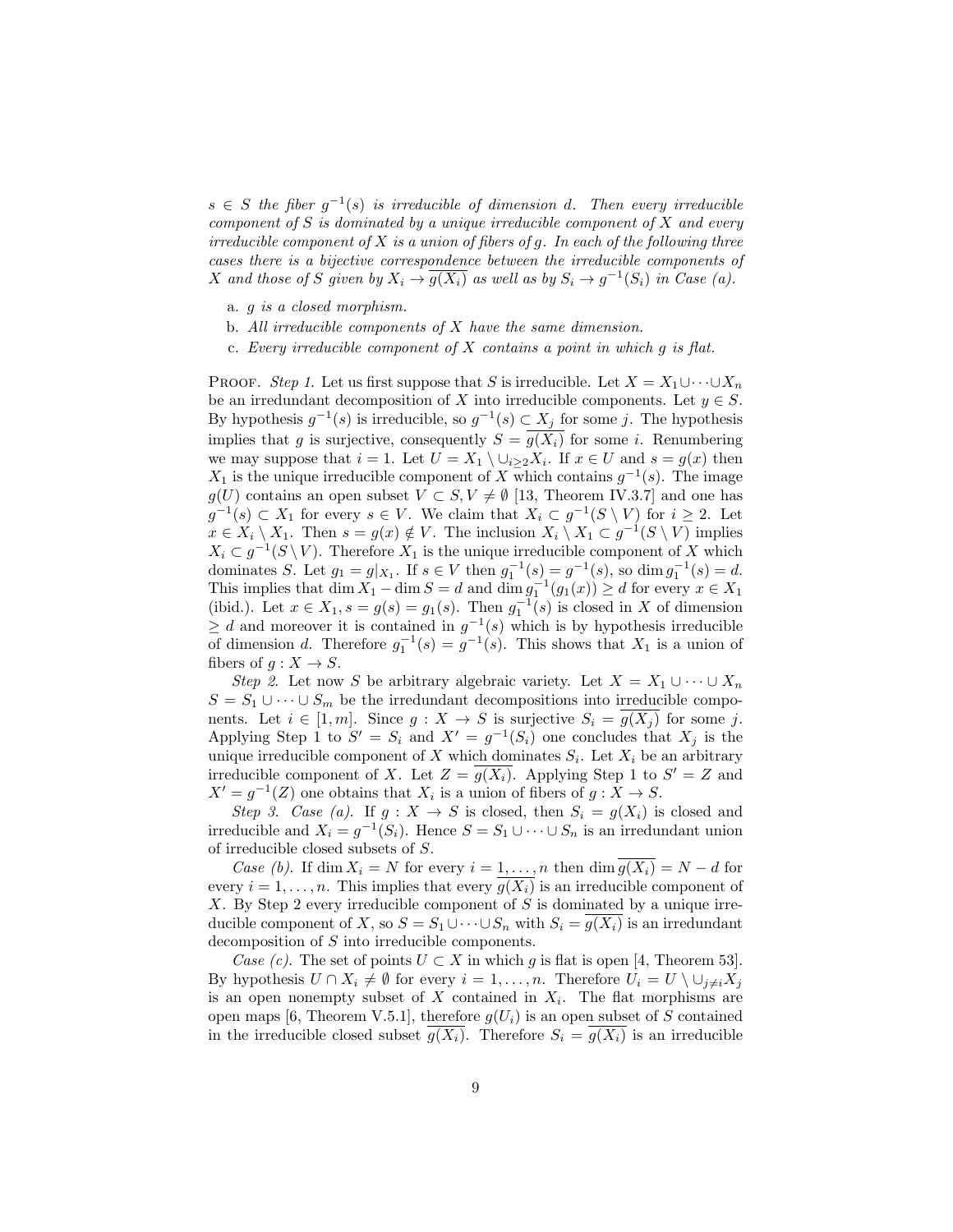$s \in S$ *the fiber* $g^{-1}(s)$ *is irreducible of dimension* $d$*. Then every irreducible component of* $S$ *is dominated by a unique irreducible component of* $X$ *and every irreducible component of* $X$ *is a union of fibers of* $g$*. In each of the following three cases there is a bijective correspondence between the irreducible components of* $X$ *and those of* $S$ *given by* $X_i \to \overline{g(X_i)}$ *as well as by* $S_i \to g^{-1}(S_i)$ *in Case (a).*

- a. $g$ *is a closed morphism.*
- b. *All irreducible components of* $X$ *have the same dimension.*
- c. *Every irreducible component of* $X$ *contains a point in which* $g$ *is flat.*

PROOF. *Step 1.* Let us first suppose that $S$ is irreducible. Let $X = X_1 \cup \cdots \cup X_n$ be an irredundant decomposition of $X$ into irreducible components. Let $y \in S$. By hypothesis $g^{-1}(s)$ is irreducible, so $g^{-1}(s) \subset X_j$ for some $j$. The hypothesis implies that $g$ is surjective, consequently $S = \overline{g(X_i)}$ for some $i$. Renumbering we may suppose that $i = 1$. Let $U = X_1 \setminus \cup_{i \geq 2} X_i$. If $x \in U$ and $s = g(x)$ then $X_1$ is the unique irreducible component of $X$ which contains $g^{-1}(s)$. The image $g(U)$ contains an open subset $V \subset S, V \neq \emptyset$ [13, Theorem IV.3.7] and one has $g^{-1}(s) \subset X_1$ for every $s \in V$. We claim that $X_i \subset g^{-1}(S \setminus V)$ for $i \geq 2$. Let $x \in X_i \setminus X_1$. Then $s = g(x) \notin V$. The inclusion $X_i \setminus X_1 \subset g^{-1}(S \setminus V)$ implies $X_i \subset g^{-1}(S \setminus V)$. Therefore $X_1$ is the unique irreducible component of $X$ which dominates $S$. Let $g_1 = g|_{X_1}$. If $s \in V$ then $g_1^{-1}(s) = g^{-1}(s)$, so $\dim g_1^{-1}(s) = d$. This implies that $\dim X_1 - \dim S = d$ and $\dim g_1^{-1}(g_1(x)) \geq d$ for every $x \in X_1$ (ibid.). Let $x \in X_1, s = g(s) = g_1(s)$. Then $g_1^{-1}(s)$ is closed in $X$ of dimension $\geq d$ and moreover it is contained in $g^{-1}(s)$ which is by hypothesis irreducible of dimension $d$. Therefore $g_1^{-1}(s) = g^{-1}(s)$. This shows that $X_1$ is a union of fibers of $g : X \to S$.

*Step 2.* Let now $S$ be arbitrary algebraic variety. Let $X = X_1 \cup \cdots \cup X_n$ $S = S_1 \cup \cdots \cup S_m$ be the irredundant decompositions into irreducible components. Let $i \in [1, m]$. Since $g : X \to S$ is surjective $S_i = \overline{g(X_j)}$ for some $j$. Applying Step 1 to $S' = S_i$ and $X' = g^{-1}(S_i)$ one concludes that $X_j$ is the unique irreducible component of $X$ which dominates $S_i$. Let $X_i$ be an arbitrary irreducible component of $X$. Let $Z = \overline{g(X_i)}$. Applying Step 1 to $S' = Z$ and $X' = g^{-1}(Z)$ one obtains that $X_i$ is a union of fibers of $g : X \to S$.

*Step 3. Case (a).* If $g : X \to S$ is closed, then $S_i = g(X_i)$ is closed and irreducible and $X_i = g^{-1}(S_i)$. Hence $S = S_1 \cup \cdots \cup S_n$ is an irredundant union of irreducible closed subsets of $S$.

*Case (b).* If $\dim X_i = N$ for every $i = 1, \ldots, n$ then $\dim \overline{g(X_i)} = N - d$ for every $i = 1, \ldots, n$. This implies that every $\overline{g(X_i)}$ is an irreducible component of $X$. By Step 2 every irreducible component of $S$ is dominated by a unique irreducible component of $X$, so $S = S_1 \cup \cdots \cup S_n$ with $S_i = \overline{g(X_i)}$ is an irredundant decomposition of $S$ into irreducible components.

*Case (c).* The set of points $U \subset X$ in which $g$ is flat is open [4, Theorem 53]. By hypothesis $U \cap X_i \neq \emptyset$ for every $i = 1, \ldots, n$. Therefore $U_i = U \setminus \cup_{j \neq i} X_j$ is an open nonempty subset of $X$ contained in $X_i$. The flat morphisms are open maps [6, Theorem V.5.1], therefore $g(U_i)$ is an open subset of $S$ contained in the irreducible closed subset $\overline{g(X_i)}$. Therefore $S_i = \overline{g(X_i)}$ is an irreducible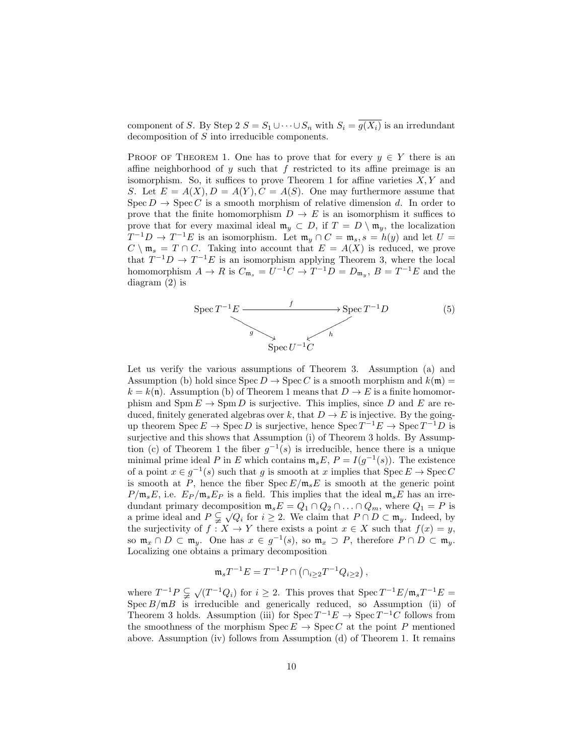component of $S$. By Step 2 $S = S_1 \cup \cdots \cup S_n$ with $S_i = \overline{g(X_i)}$ is an irredundant decomposition of $S$ into irreducible components.

PROOF OF THEOREM 1. One has to prove that for every $y \in Y$ there is an affine neighborhood of $y$ such that $f$ restricted to its affine preimage is an isomorphism. So, it suffices to prove Theorem 1 for affine varieties $X, Y$ and $S$. Let $E = A(X), D = A(Y), C = A(S)$. One may furthermore assume that $\operatorname{Spec} D \to \operatorname{Spec} C$ is a smooth morphism of relative dimension $d$. In order to prove that the finite homomorphism $D \to E$ is an isomorphism it suffices to prove that for every maximal ideal $\mathfrak{m}_y \subset D$, if $T = D \setminus \mathfrak{m}_y$, the localization $T^{-1}D \to T^{-1}E$ is an isomorphism. Let $\mathfrak{m}_y \cap C = \mathfrak{m}_s, s = h(y)$ and let $U = C \setminus \mathfrak{m}_s = T \cap C$. Taking into account that $E = A(X)$ is reduced, we prove that $T^{-1}D \to T^{-1}E$ is an isomorphism applying Theorem 3, where the local homomorphism $A \to R$ is $C_{\mathfrak{m}_s} = U^{-1}C \to T^{-1}D = D_{\mathfrak{m}_y}$, $B = T^{-1}E$ and the diagram (2) is

$$\begin{array}{ccc} \operatorname{Spec} T^{-1}E & \xrightarrow{\quad f \quad} & \operatorname{Spec} T^{-1}D \\ & {\scriptstyle g} \searrow \quad \swarrow {\scriptstyle h} & \\ & \operatorname{Spec} U^{-1}C & \end{array} \qquad (5)$$

Let us verify the various assumptions of Theorem 3. Assumption (a) and Assumption (b) hold since $\operatorname{Spec} D \to \operatorname{Spec} C$ is a smooth morphism and $k(\mathfrak{m}) = k = k(\mathfrak{n})$. Assumption (b) of Theorem 1 means that $D \to E$ is a finite homomorphism and $\operatorname{Spm} E \to \operatorname{Spm} D$ is surjective. This implies, since $D$ and $E$ are reduced, finitely generated algebras over $k$, that $D \to E$ is injective. By the going-up theorem $\operatorname{Spec} E \to \operatorname{Spec} D$ is surjective, hence $\operatorname{Spec} T^{-1}E \to \operatorname{Spec} T^{-1}D$ is surjective and this shows that Assumption (i) of Theorem 3 holds. By Assumption (c) of Theorem 1 the fiber $g^{-1}(s)$ is irreducible, hence there is a unique minimal prime ideal $P$ in $E$ which contains $\mathfrak{m}_s E$, $P = I(g^{-1}(s))$. The existence of a point $x \in g^{-1}(s)$ such that $g$ is smooth at $x$ implies that $\operatorname{Spec} E \to \operatorname{Spec} C$ is smooth at $P$, hence the fiber $\operatorname{Spec} E/\mathfrak{m}_s E$ is smooth at the generic point $P/\mathfrak{m}_s E$, i.e. $E_P/\mathfrak{m}_s E_P$ is a field. This implies that the ideal $\mathfrak{m}_s E$ has an irredundant primary decomposition $\mathfrak{m}_s E = Q_1 \cap Q_2 \cap \ldots \cap Q_m$, where $Q_1 = P$ is a prime ideal and $P \subsetneqq \sqrt{Q_i}$ for $i \geq 2$. We claim that $P \cap D \subset \mathfrak{m}_y$. Indeed, by the surjectivity of $f : X \to Y$ there exists a point $x \in X$ such that $f(x) = y$, so $\mathfrak{m}_x \cap D \subset \mathfrak{m}_y$. One has $x \in g^{-1}(s)$, so $\mathfrak{m}_x \supset P$, therefore $P \cap D \subset \mathfrak{m}_y$. Localizing one obtains a primary decomposition

$$\mathfrak{m}_s T^{-1}E = T^{-1}P \cap \left(\cap_{i \geq 2} T^{-1}Q_{i \geq 2}\right),$$

where $T^{-1}P \subsetneqq \sqrt{(T^{-1}Q_i)}$ for $i \geq 2$. This proves that $\operatorname{Spec} T^{-1}E/\mathfrak{m}_s T^{-1}E = \operatorname{Spec} B/\mathfrak{m}B$ is irreducible and generically reduced, so Assumption (ii) of Theorem 3 holds. Assumption (iii) for $\operatorname{Spec} T^{-1}E \to \operatorname{Spec} T^{-1}C$ follows from the smoothness of the morphism $\operatorname{Spec} E \to \operatorname{Spec} C$ at the point $P$ mentioned above. Assumption (iv) follows from Assumption (d) of Theorem 1. It remains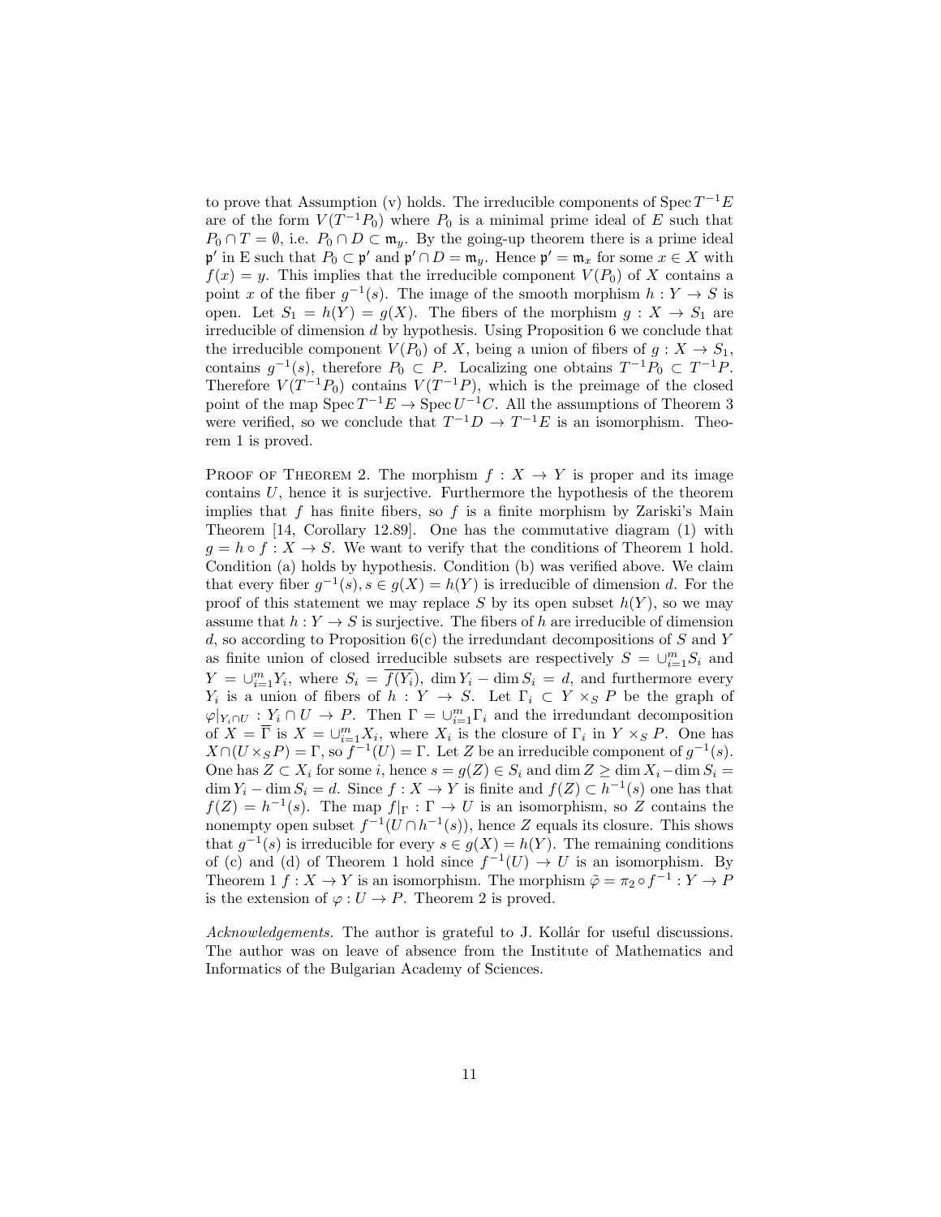to prove that Assumption (v) holds. The irreducible components of $\operatorname{Spec} T^{-1}E$ are of the form $V(T^{-1}P_0)$ where $P_0$ is a minimal prime ideal of $E$ such that $P_0 \cap T = \emptyset$, i.e. $P_0 \cap D \subset \mathfrak{m}_y$. By the going-up theorem there is a prime ideal $\mathfrak{p}'$ in E such that $P_0 \subset \mathfrak{p}'$ and $\mathfrak{p}' \cap D = \mathfrak{m}_y$. Hence $\mathfrak{p}' = \mathfrak{m}_x$ for some $x \in X$ with $f(x) = y$. This implies that the irreducible component $V(P_0)$ of $X$ contains a point $x$ of the fiber $g^{-1}(s)$. The image of the smooth morphism $h : Y \to S$ is open. Let $S_1 = h(Y) = g(X)$. The fibers of the morphism $g : X \to S_1$ are irreducible of dimension $d$ by hypothesis. Using Proposition 6 we conclude that the irreducible component $V(P_0)$ of $X$, being a union of fibers of $g : X \to S_1$, contains $g^{-1}(s)$, therefore $P_0 \subset P$. Localizing one obtains $T^{-1}P_0 \subset T^{-1}P$. Therefore $V(T^{-1}P_0)$ contains $V(T^{-1}P)$, which is the preimage of the closed point of the map $\operatorname{Spec} T^{-1}E \to \operatorname{Spec} U^{-1}C$. All the assumptions of Theorem 3 were verified, so we conclude that $T^{-1}D \to T^{-1}E$ is an isomorphism. Theorem 1 is proved.

Proof of Theorem 2. The morphism $f : X \to Y$ is proper and its image contains $U$, hence it is surjective. Furthermore the hypothesis of the theorem implies that $f$ has finite fibers, so $f$ is a finite morphism by Zariski's Main Theorem [14, Corollary 12.89]. One has the commutative diagram (1) with $g = h \circ f : X \to S$. We want to verify that the conditions of Theorem 1 hold. Condition (a) holds by hypothesis. Condition (b) was verified above. We claim that every fiber $g^{-1}(s), s \in g(X) = h(Y)$ is irreducible of dimension $d$. For the proof of this statement we may replace $S$ by its open subset $h(Y)$, so we may assume that $h : Y \to S$ is surjective. The fibers of $h$ are irreducible of dimension $d$, so according to Proposition 6(c) the irredundant decompositions of $S$ and $Y$ as finite union of closed irreducible subsets are respectively $S = \cup_{i=1}^{m} S_i$ and $Y = \cup_{i=1}^{m} Y_i$, where $S_i = \overline{f(Y_i)}$, $\dim Y_i - \dim S_i = d$, and furthermore every $Y_i$ is a union of fibers of $h : Y \to S$. Let $\Gamma_i \subset Y \times_S P$ be the graph of $\varphi|_{Y_i \cap U} : Y_i \cap U \to P$. Then $\Gamma = \cup_{i=1}^{m} \Gamma_i$ and the irredundant decomposition of $X = \overline{\Gamma}$ is $X = \cup_{i=1}^{m} X_i$, where $X_i$ is the closure of $\Gamma_i$ in $Y \times_S P$. One has $X \cap (U \times_S P) = \Gamma$, so $f^{-1}(U) = \Gamma$. Let $Z$ be an irreducible component of $g^{-1}(s)$. One has $Z \subset X_i$ for some $i$, hence $s = g(Z) \in S_i$ and $\dim Z \geq \dim X_i - \dim S_i = \dim Y_i - \dim S_i = d$. Since $f : X \to Y$ is finite and $f(Z) \subset h^{-1}(s)$ one has that $f(Z) = h^{-1}(s)$. The map $f|_\Gamma : \Gamma \to U$ is an isomorphism, so $Z$ contains the nonempty open subset $f^{-1}(U \cap h^{-1}(s))$, hence $Z$ equals its closure. This shows that $g^{-1}(s)$ is irreducible for every $s \in g(X) = h(Y)$. The remaining conditions of (c) and (d) of Theorem 1 hold since $f^{-1}(U) \to U$ is an isomorphism. By Theorem 1 $f : X \to Y$ is an isomorphism. The morphism $\tilde{\varphi} = \pi_2 \circ f^{-1} : Y \to P$ is the extension of $\varphi : U \to P$. Theorem 2 is proved.

*Acknowledgements.* The author is grateful to J. Kollár for useful discussions. The author was on leave of absence from the Institute of Mathematics and Informatics of the Bulgarian Academy of Sciences.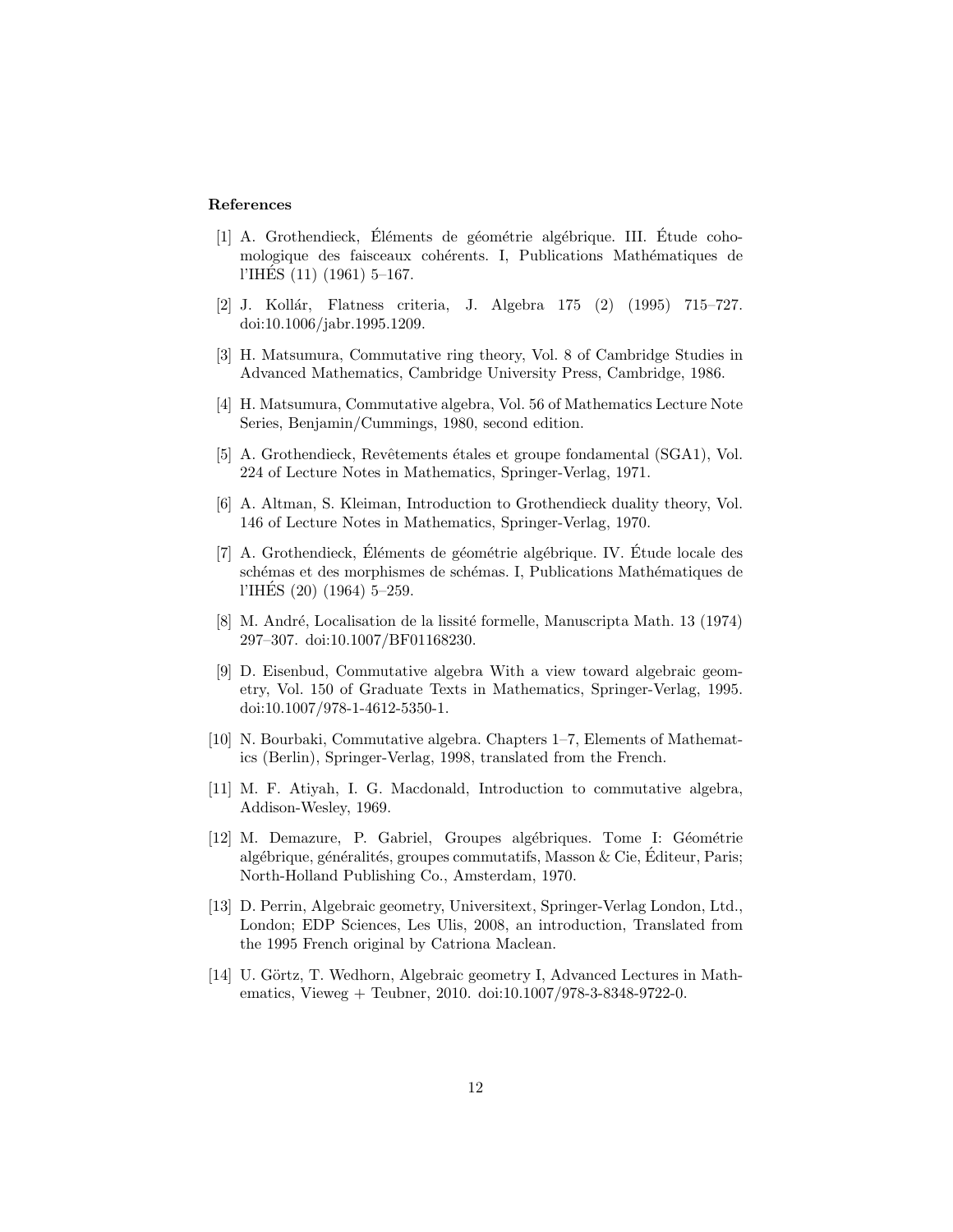## References

[1] A. Grothendieck, Éléments de géométrie algébrique. III. Étude cohomologique des faisceaux cohérents. I, Publications Mathématiques de l'IHÉS (11) (1961) 5–167.

[2] J. Kollár, Flatness criteria, J. Algebra 175 (2) (1995) 715–727. doi:10.1006/jabr.1995.1209.

[3] H. Matsumura, Commutative ring theory, Vol. 8 of Cambridge Studies in Advanced Mathematics, Cambridge University Press, Cambridge, 1986.

[4] H. Matsumura, Commutative algebra, Vol. 56 of Mathematics Lecture Note Series, Benjamin/Cummings, 1980, second edition.

[5] A. Grothendieck, Revêtements étales et groupe fondamental (SGA1), Vol. 224 of Lecture Notes in Mathematics, Springer-Verlag, 1971.

[6] A. Altman, S. Kleiman, Introduction to Grothendieck duality theory, Vol. 146 of Lecture Notes in Mathematics, Springer-Verlag, 1970.

[7] A. Grothendieck, Éléments de géométrie algébrique. IV. Étude locale des schémas et des morphismes de schémas. I, Publications Mathématiques de l'IHÉS (20) (1964) 5–259.

[8] M. André, Localisation de la lissité formelle, Manuscripta Math. 13 (1974) 297–307. doi:10.1007/BF01168230.

[9] D. Eisenbud, Commutative algebra With a view toward algebraic geometry, Vol. 150 of Graduate Texts in Mathematics, Springer-Verlag, 1995. doi:10.1007/978-1-4612-5350-1.

[10] N. Bourbaki, Commutative algebra. Chapters 1–7, Elements of Mathematics (Berlin), Springer-Verlag, 1998, translated from the French.

[11] M. F. Atiyah, I. G. Macdonald, Introduction to commutative algebra, Addison-Wesley, 1969.

[12] M. Demazure, P. Gabriel, Groupes algébriques. Tome I: Géométrie algébrique, généralités, groupes commutatifs, Masson & Cie, Éditeur, Paris; North-Holland Publishing Co., Amsterdam, 1970.

[13] D. Perrin, Algebraic geometry, Universitext, Springer-Verlag London, Ltd., London; EDP Sciences, Les Ulis, 2008, an introduction, Translated from the 1995 French original by Catriona Maclean.

[14] U. Görtz, T. Wedhorn, Algebraic geometry I, Advanced Lectures in Mathematics, Vieweg + Teubner, 2010. doi:10.1007/978-3-8348-9722-0.